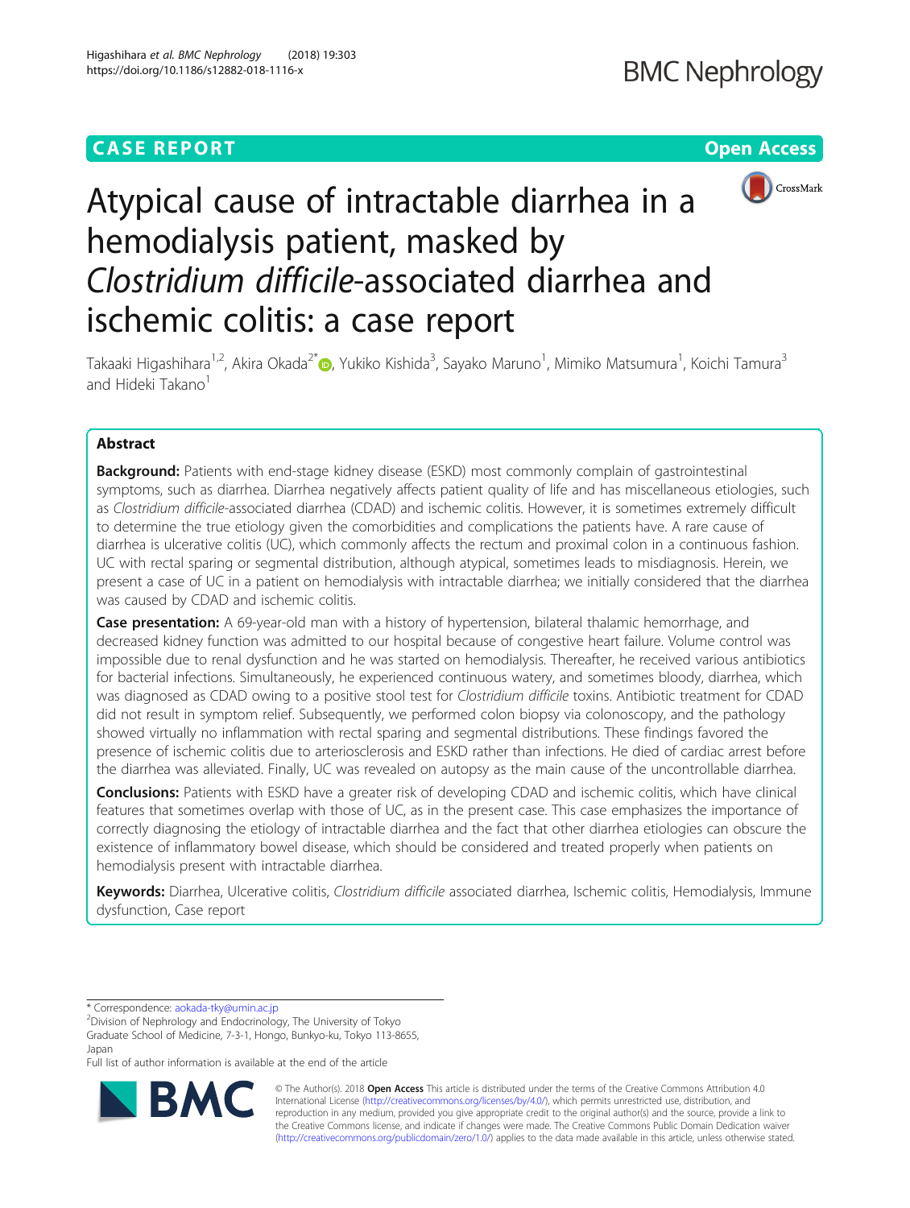CASE REPORT

Open Access

# Atypical cause of intractable diarrhea in a hemodialysis patient, masked by *Clostridium difficile*-associated diarrhea and ischemic colitis: a case report

Takaaki Higashihara[1,2], Akira Okada[2*], Yukiko Kishida[3], Sayako Maruno[1], Mimiko Matsumura[1], Koichi Tamura[3] and Hideki Takano[1]

## Abstract

**Background:** Patients with end-stage kidney disease (ESKD) most commonly complain of gastrointestinal symptoms, such as diarrhea. Diarrhea negatively affects patient quality of life and has miscellaneous etiologies, such as *Clostridium difficile*-associated diarrhea (CDAD) and ischemic colitis. However, it is sometimes extremely difficult to determine the true etiology given the comorbidities and complications the patients have. A rare cause of diarrhea is ulcerative colitis (UC), which commonly affects the rectum and proximal colon in a continuous fashion. UC with rectal sparing or segmental distribution, although atypical, sometimes leads to misdiagnosis. Herein, we present a case of UC in a patient on hemodialysis with intractable diarrhea; we initially considered that the diarrhea was caused by CDAD and ischemic colitis.

**Case presentation:** A 69-year-old man with a history of hypertension, bilateral thalamic hemorrhage, and decreased kidney function was admitted to our hospital because of congestive heart failure. Volume control was impossible due to renal dysfunction and he was started on hemodialysis. Thereafter, he received various antibiotics for bacterial infections. Simultaneously, he experienced continuous watery, and sometimes bloody, diarrhea, which was diagnosed as CDAD owing to a positive stool test for *Clostridium difficile* toxins. Antibiotic treatment for CDAD did not result in symptom relief. Subsequently, we performed colon biopsy via colonoscopy, and the pathology showed virtually no inflammation with rectal sparing and segmental distributions. These findings favored the presence of ischemic colitis due to arteriosclerosis and ESKD rather than infections. He died of cardiac arrest before the diarrhea was alleviated. Finally, UC was revealed on autopsy as the main cause of the uncontrollable diarrhea.

**Conclusions:** Patients with ESKD have a greater risk of developing CDAD and ischemic colitis, which have clinical features that sometimes overlap with those of UC, as in the present case. This case emphasizes the importance of correctly diagnosing the etiology of intractable diarrhea and the fact that other diarrhea etiologies can obscure the existence of inflammatory bowel disease, which should be considered and treated properly when patients on hemodialysis present with intractable diarrhea.

**Keywords:** Diarrhea, Ulcerative colitis, *Clostridium difficile* associated diarrhea, Ischemic colitis, Hemodialysis, Immune dysfunction, Case report

\* Correspondence: aokada-tky@umin.ac.jp
[2]Division of Nephrology and Endocrinology, The University of Tokyo Graduate School of Medicine, 7-3-1, Hongo, Bunkyo-ku, Tokyo 113-8655, Japan
Full list of author information is available at the end of the article

© The Author(s). 2018 **Open Access** This article is distributed under the terms of the Creative Commons Attribution 4.0 International License (http://creativecommons.org/licenses/by/4.0/), which permits unrestricted use, distribution, and reproduction in any medium, provided you give appropriate credit to the original author(s) and the source, provide a link to the Creative Commons license, and indicate if changes were made. The Creative Commons Public Domain Dedication waiver (http://creativecommons.org/publicdomain/zero/1.0/) applies to the data made available in this article, unless otherwise stated.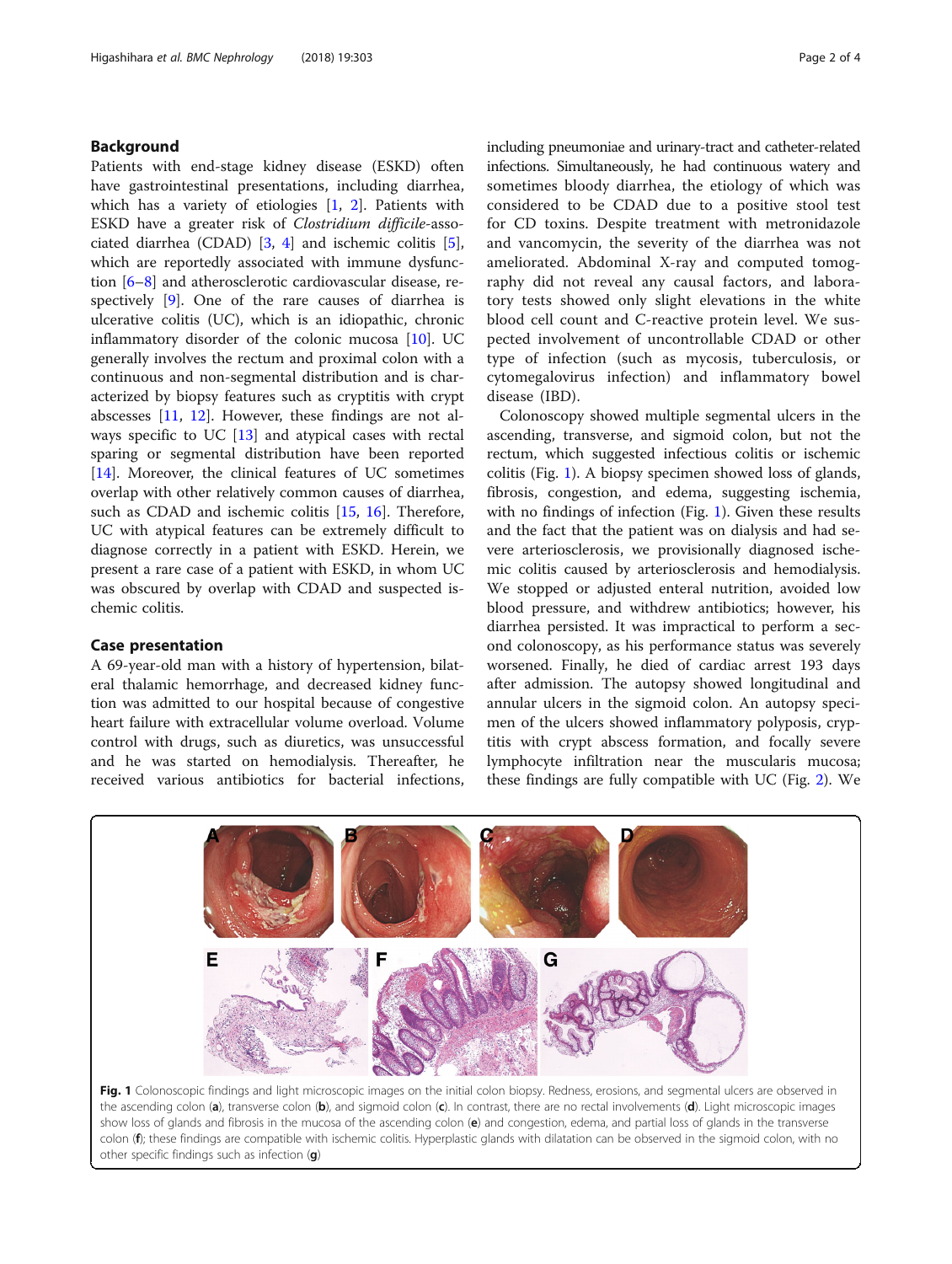## Background

Patients with end-stage kidney disease (ESKD) often have gastrointestinal presentations, including diarrhea, which has a variety of etiologies [1, 2]. Patients with ESKD have a greater risk of *Clostridium difficile*-associated diarrhea (CDAD) [3, 4] and ischemic colitis [5], which are reportedly associated with immune dysfunction [6–8] and atherosclerotic cardiovascular disease, respectively [9]. One of the rare causes of diarrhea is ulcerative colitis (UC), which is an idiopathic, chronic inflammatory disorder of the colonic mucosa [10]. UC generally involves the rectum and proximal colon with a continuous and non-segmental distribution and is characterized by biopsy features such as cryptitis with crypt abscesses [11, 12]. However, these findings are not always specific to UC [13] and atypical cases with rectal sparing or segmental distribution have been reported [14]. Moreover, the clinical features of UC sometimes overlap with other relatively common causes of diarrhea, such as CDAD and ischemic colitis [15, 16]. Therefore, UC with atypical features can be extremely difficult to diagnose correctly in a patient with ESKD. Herein, we present a rare case of a patient with ESKD, in whom UC was obscured by overlap with CDAD and suspected ischemic colitis.

## Case presentation

A 69-year-old man with a history of hypertension, bilateral thalamic hemorrhage, and decreased kidney function was admitted to our hospital because of congestive heart failure with extracellular volume overload. Volume control with drugs, such as diuretics, was unsuccessful and he was started on hemodialysis. Thereafter, he received various antibiotics for bacterial infections, including pneumoniae and urinary-tract and catheter-related infections. Simultaneously, he had continuous watery and sometimes bloody diarrhea, the etiology of which was considered to be CDAD due to a positive stool test for CD toxins. Despite treatment with metronidazole and vancomycin, the severity of the diarrhea was not ameliorated. Abdominal X-ray and computed tomography did not reveal any causal factors, and laboratory tests showed only slight elevations in the white blood cell count and C-reactive protein level. We suspected involvement of uncontrollable CDAD or other type of infection (such as mycosis, tuberculosis, or cytomegalovirus infection) and inflammatory bowel disease (IBD).

Colonoscopy showed multiple segmental ulcers in the ascending, transverse, and sigmoid colon, but not the rectum, which suggested infectious colitis or ischemic colitis (Fig. 1). A biopsy specimen showed loss of glands, fibrosis, congestion, and edema, suggesting ischemia, with no findings of infection (Fig. 1). Given these results and the fact that the patient was on dialysis and had severe arteriosclerosis, we provisionally diagnosed ischemic colitis caused by arteriosclerosis and hemodialysis. We stopped or adjusted enteral nutrition, avoided low blood pressure, and withdrew antibiotics; however, his diarrhea persisted. It was impractical to perform a second colonoscopy, as his performance status was severely worsened. Finally, he died of cardiac arrest 193 days after admission. The autopsy showed longitudinal and annular ulcers in the sigmoid colon. An autopsy specimen of the ulcers showed inflammatory polyposis, cryptitis with crypt abscess formation, and focally severe lymphocyte infiltration near the muscularis mucosa; these findings are fully compatible with UC (Fig. 2). We

**Fig. 1** Colonoscopic findings and light microscopic images on the initial colon biopsy. Redness, erosions, and segmental ulcers are observed in the ascending colon (**a**), transverse colon (**b**), and sigmoid colon (**c**). In contrast, there are no rectal involvements (**d**). Light microscopic images show loss of glands and fibrosis in the mucosa of the ascending colon (**e**) and congestion, edema, and partial loss of glands in the transverse colon (**f**); these findings are compatible with ischemic colitis. Hyperplastic glands with dilatation can be observed in the sigmoid colon, with no other specific findings such as infection (**g**)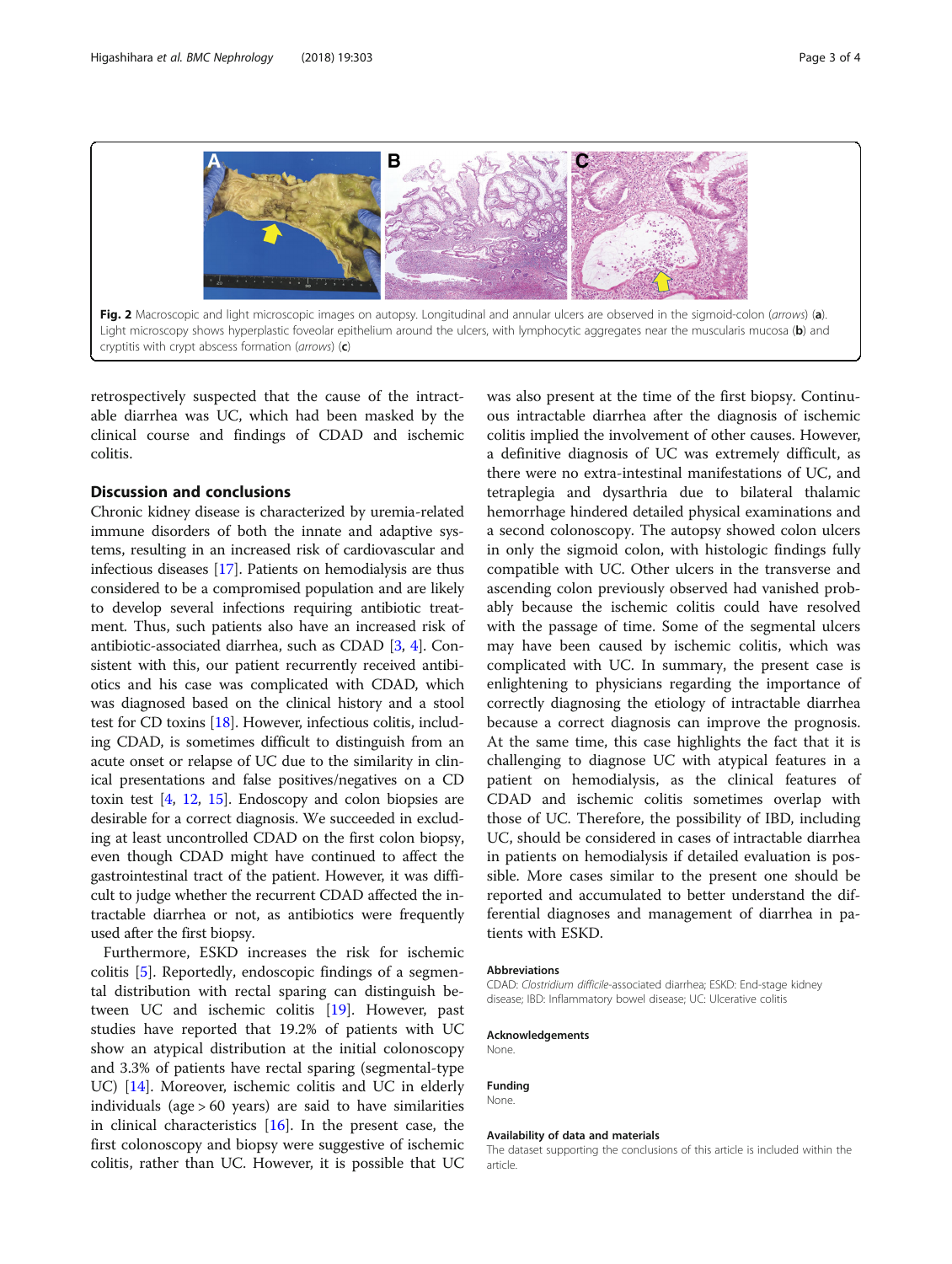Fig. 2 Macroscopic and light microscopic images on autopsy. Longitudinal and annular ulcers are observed in the sigmoid-colon (*arrows*) (**a**). Light microscopy shows hyperplastic foveolar epithelium around the ulcers, with lymphocytic aggregates near the muscularis mucosa (**b**) and cryptitis with crypt abscess formation (*arrows*) (**c**)

retrospectively suspected that the cause of the intractable diarrhea was UC, which had been masked by the clinical course and findings of CDAD and ischemic colitis.

## Discussion and conclusions

Chronic kidney disease is characterized by uremia-related immune disorders of both the innate and adaptive systems, resulting in an increased risk of cardiovascular and infectious diseases [17]. Patients on hemodialysis are thus considered to be a compromised population and are likely to develop several infections requiring antibiotic treatment. Thus, such patients also have an increased risk of antibiotic-associated diarrhea, such as CDAD [3, 4]. Consistent with this, our patient recurrently received antibiotics and his case was complicated with CDAD, which was diagnosed based on the clinical history and a stool test for CD toxins [18]. However, infectious colitis, including CDAD, is sometimes difficult to distinguish from an acute onset or relapse of UC due to the similarity in clinical presentations and false positives/negatives on a CD toxin test [4, 12, 15]. Endoscopy and colon biopsies are desirable for a correct diagnosis. We succeeded in excluding at least uncontrolled CDAD on the first colon biopsy, even though CDAD might have continued to affect the gastrointestinal tract of the patient. However, it was difficult to judge whether the recurrent CDAD affected the intractable diarrhea or not, as antibiotics were frequently used after the first biopsy.

Furthermore, ESKD increases the risk for ischemic colitis [5]. Reportedly, endoscopic findings of a segmental distribution with rectal sparing can distinguish between UC and ischemic colitis [19]. However, past studies have reported that 19.2% of patients with UC show an atypical distribution at the initial colonoscopy and 3.3% of patients have rectal sparing (segmental-type UC) [14]. Moreover, ischemic colitis and UC in elderly individuals (age > 60 years) are said to have similarities in clinical characteristics [16]. In the present case, the first colonoscopy and biopsy were suggestive of ischemic colitis, rather than UC. However, it is possible that UC was also present at the time of the first biopsy. Continuous intractable diarrhea after the diagnosis of ischemic colitis implied the involvement of other causes. However, a definitive diagnosis of UC was extremely difficult, as there were no extra-intestinal manifestations of UC, and tetraplegia and dysarthria due to bilateral thalamic hemorrhage hindered detailed physical examinations and a second colonoscopy. The autopsy showed colon ulcers in only the sigmoid colon, with histologic findings fully compatible with UC. Other ulcers in the transverse and ascending colon previously observed had vanished probably because the ischemic colitis could have resolved with the passage of time. Some of the segmental ulcers may have been caused by ischemic colitis, which was complicated with UC. In summary, the present case is enlightening to physicians regarding the importance of correctly diagnosing the etiology of intractable diarrhea because a correct diagnosis can improve the prognosis. At the same time, this case highlights the fact that it is challenging to diagnose UC with atypical features in a patient on hemodialysis, as the clinical features of CDAD and ischemic colitis sometimes overlap with those of UC. Therefore, the possibility of IBD, including UC, should be considered in cases of intractable diarrhea in patients on hemodialysis if detailed evaluation is possible. More cases similar to the present one should be reported and accumulated to better understand the differential diagnoses and management of diarrhea in patients with ESKD.

### Abbreviations

CDAD: *Clostridium difficile*-associated diarrhea; ESKD: End-stage kidney disease; IBD: Inflammatory bowel disease; UC: Ulcerative colitis

### Acknowledgements

None.

### Funding

None.

### Availability of data and materials

The dataset supporting the conclusions of this article is included within the article.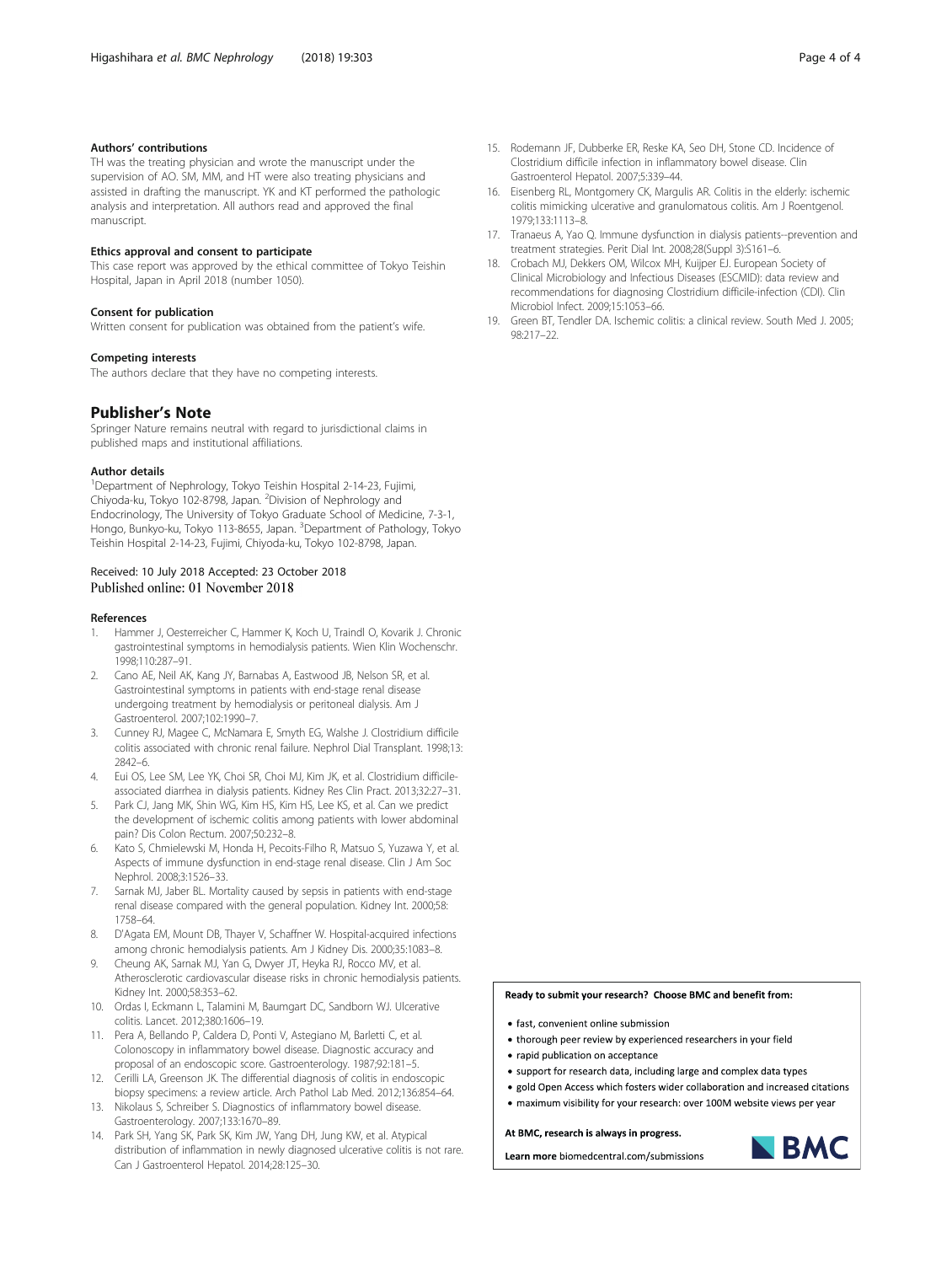#### Authors' contributions

TH was the treating physician and wrote the manuscript under the supervision of AO. SM, MM, and HT were also treating physicians and assisted in drafting the manuscript. YK and KT performed the pathologic analysis and interpretation. All authors read and approved the final manuscript.

#### Ethics approval and consent to participate

This case report was approved by the ethical committee of Tokyo Teishin Hospital, Japan in April 2018 (number 1050).

#### Consent for publication

Written consent for publication was obtained from the patient's wife.

#### Competing interests

The authors declare that they have no competing interests.

### Publisher's Note

Springer Nature remains neutral with regard to jurisdictional claims in published maps and institutional affiliations.

#### Author details

[1]Department of Nephrology, Tokyo Teishin Hospital 2-14-23, Fujimi, Chiyoda-ku, Tokyo 102-8798, Japan. [2]Division of Nephrology and Endocrinology, The University of Tokyo Graduate School of Medicine, 7-3-1, Hongo, Bunkyo-ku, Tokyo 113-8655, Japan. [3]Department of Pathology, Tokyo Teishin Hospital 2-14-23, Fujimi, Chiyoda-ku, Tokyo 102-8798, Japan.

Received: 10 July 2018 Accepted: 23 October 2018
Published online: 01 November 2018

#### References

1. Hammer J, Oesterreicher C, Hammer K, Koch U, Traindl O, Kovarik J. Chronic gastrointestinal symptoms in hemodialysis patients. Wien Klin Wochenschr. 1998;110:287–91.
2. Cano AE, Neil AK, Kang JY, Barnabas A, Eastwood JB, Nelson SR, et al. Gastrointestinal symptoms in patients with end-stage renal disease undergoing treatment by hemodialysis or peritoneal dialysis. Am J Gastroenterol. 2007;102:1990–7.
3. Cunney RJ, Magee C, McNamara E, Smyth EG, Walshe J. Clostridium difficile colitis associated with chronic renal failure. Nephrol Dial Transplant. 1998;13:2842–6.
4. Eui OS, Lee SM, Lee YK, Choi SR, Choi MJ, Kim JK, et al. Clostridium difficile-associated diarrhea in dialysis patients. Kidney Res Clin Pract. 2013;32:27–31.
5. Park CJ, Jang MK, Shin WG, Kim HS, Kim HS, Lee KS, et al. Can we predict the development of ischemic colitis among patients with lower abdominal pain? Dis Colon Rectum. 2007;50:232–8.
6. Kato S, Chmielewski M, Honda H, Pecoits-Filho R, Matsuo S, Yuzawa Y, et al. Aspects of immune dysfunction in end-stage renal disease. Clin J Am Soc Nephrol. 2008;3:1526–33.
7. Sarnak MJ, Jaber BL. Mortality caused by sepsis in patients with end-stage renal disease compared with the general population. Kidney Int. 2000;58:1758–64.
8. D'Agata EM, Mount DB, Thayer V, Schaffner W. Hospital-acquired infections among chronic hemodialysis patients. Am J Kidney Dis. 2000;35:1083–8.
9. Cheung AK, Sarnak MJ, Yan G, Dwyer JT, Heyka RJ, Rocco MV, et al. Atherosclerotic cardiovascular disease risks in chronic hemodialysis patients. Kidney Int. 2000;58:353–62.
10. Ordas I, Eckmann L, Talamini M, Baumgart DC, Sandborn WJ. Ulcerative colitis. Lancet. 2012;380:1606–19.
11. Pera A, Bellando P, Caldera D, Ponti V, Astegiano M, Barletti C, et al. Colonoscopy in inflammatory bowel disease. Diagnostic accuracy and proposal of an endoscopic score. Gastroenterology. 1987;92:181–5.
12. Cerilli LA, Greenson JK. The differential diagnosis of colitis in endoscopic biopsy specimens: a review article. Arch Pathol Lab Med. 2012;136:854–64.
13. Nikolaus S, Schreiber S. Diagnostics of inflammatory bowel disease. Gastroenterology. 2007;133:1670–89.
14. Park SH, Yang SK, Park SK, Kim JW, Yang DH, Jung KW, et al. Atypical distribution of inflammation in newly diagnosed ulcerative colitis is not rare. Can J Gastroenterol Hepatol. 2014;28:125–30.
15. Rodemann JF, Dubberke ER, Reske KA, Seo DH, Stone CD. Incidence of Clostridium difficile infection in inflammatory bowel disease. Clin Gastroenterol Hepatol. 2007;5:339–44.
16. Eisenberg RL, Montgomery CK, Margulis AR. Colitis in the elderly: ischemic colitis mimicking ulcerative and granulomatous colitis. Am J Roentgenol. 1979;133:1113–8.
17. Tranaeus A, Yao Q. Immune dysfunction in dialysis patients--prevention and treatment strategies. Perit Dial Int. 2008;28(Suppl 3):S161–6.
18. Crobach MJ, Dekkers OM, Wilcox MH, Kuijper EJ. European Society of Clinical Microbiology and Infectious Diseases (ESCMID): data review and recommendations for diagnosing Clostridium difficile-infection (CDI). Clin Microbiol Infect. 2009;15:1053–66.
19. Green BT, Tendler DA. Ischemic colitis: a clinical review. South Med J. 2005;98:217–22.

**Ready to submit your research? Choose BMC and benefit from:**

- fast, convenient online submission
- thorough peer review by experienced researchers in your field
- rapid publication on acceptance
- support for research data, including large and complex data types
- gold Open Access which fosters wider collaboration and increased citations
- maximum visibility for your research: over 100M website views per year

**At BMC, research is always in progress.**

**Learn more** biomedcentral.com/submissions

BMC